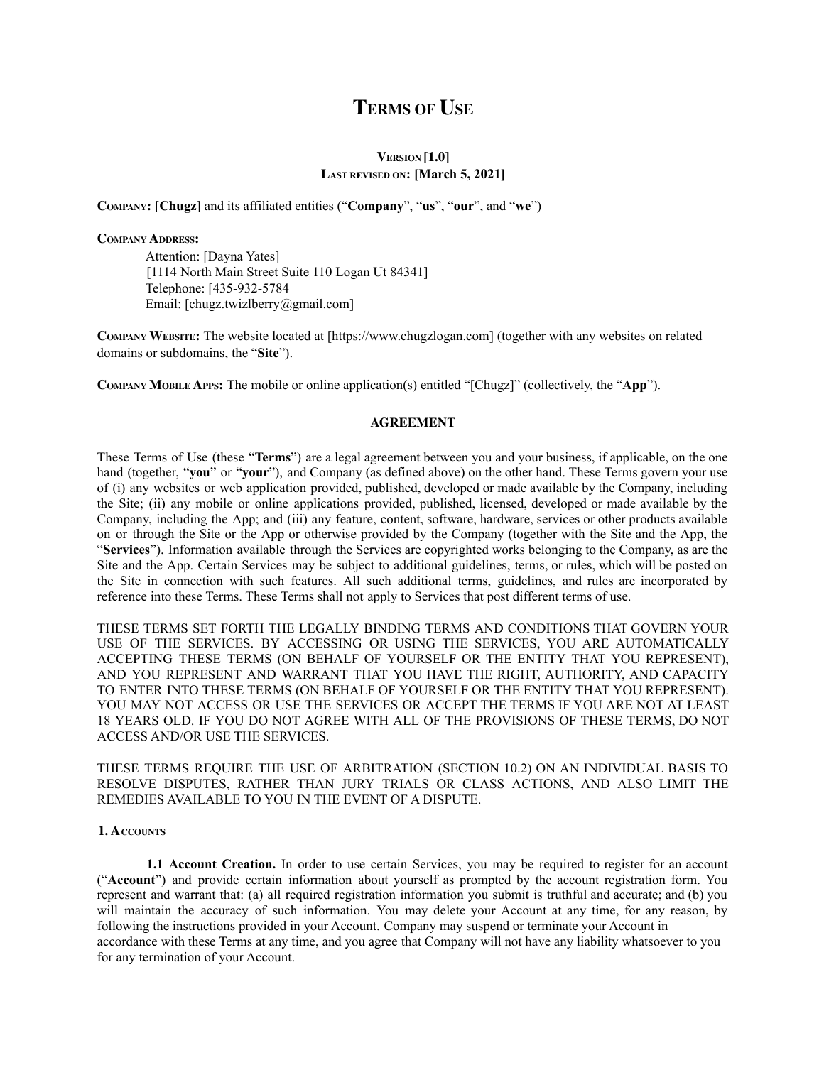# TERMS OF USE

**VERSION [1.0]**
**LAST REVISED ON: [March 5, 2021]**

**COMPANY: [Chugz]** and its affiliated entities ("**Company**", "**us**", "**our**", and "**we**")

**COMPANY ADDRESS:**

Attention: [Dayna Yates]
[1114 North Main Street Suite 110 Logan Ut 84341]
Telephone: [435-932-5784
Email: [chugz.twizlberry@gmail.com]

**COMPANY WEBSITE:** The website located at [https://www.chugzlogan.com] (together with any websites on related domains or subdomains, the "**Site**").

**COMPANY MOBILE APPS:** The mobile or online application(s) entitled "[Chugz]" (collectively, the "**App**").

**AGREEMENT**

These Terms of Use (these "**Terms**") are a legal agreement between you and your business, if applicable, on the one hand (together, "**you**" or "**your**"), and Company (as defined above) on the other hand. These Terms govern your use of (i) any websites or web application provided, published, developed or made available by the Company, including the Site; (ii) any mobile or online applications provided, published, licensed, developed or made available by the Company, including the App; and (iii) any feature, content, software, hardware, services or other products available on or through the Site or the App or otherwise provided by the Company (together with the Site and the App, the "**Services**"). Information available through the Services are copyrighted works belonging to the Company, as are the Site and the App. Certain Services may be subject to additional guidelines, terms, or rules, which will be posted on the Site in connection with such features. All such additional terms, guidelines, and rules are incorporated by reference into these Terms. These Terms shall not apply to Services that post different terms of use.

THESE TERMS SET FORTH THE LEGALLY BINDING TERMS AND CONDITIONS THAT GOVERN YOUR USE OF THE SERVICES. BY ACCESSING OR USING THE SERVICES, YOU ARE AUTOMATICALLY ACCEPTING THESE TERMS (ON BEHALF OF YOURSELF OR THE ENTITY THAT YOU REPRESENT), AND YOU REPRESENT AND WARRANT THAT YOU HAVE THE RIGHT, AUTHORITY, AND CAPACITY TO ENTER INTO THESE TERMS (ON BEHALF OF YOURSELF OR THE ENTITY THAT YOU REPRESENT). YOU MAY NOT ACCESS OR USE THE SERVICES OR ACCEPT THE TERMS IF YOU ARE NOT AT LEAST 18 YEARS OLD. IF YOU DO NOT AGREE WITH ALL OF THE PROVISIONS OF THESE TERMS, DO NOT ACCESS AND/OR USE THE SERVICES.

THESE TERMS REQUIRE THE USE OF ARBITRATION (SECTION 10.2) ON AN INDIVIDUAL BASIS TO RESOLVE DISPUTES, RATHER THAN JURY TRIALS OR CLASS ACTIONS, AND ALSO LIMIT THE REMEDIES AVAILABLE TO YOU IN THE EVENT OF A DISPUTE.

## 1. ACCOUNTS

**1.1 Account Creation.** In order to use certain Services, you may be required to register for an account ("**Account**") and provide certain information about yourself as prompted by the account registration form. You represent and warrant that: (a) all required registration information you submit is truthful and accurate; and (b) you will maintain the accuracy of such information. You may delete your Account at any time, for any reason, by following the instructions provided in your Account. Company may suspend or terminate your Account in accordance with these Terms at any time, and you agree that Company will not have any liability whatsoever to you for any termination of your Account.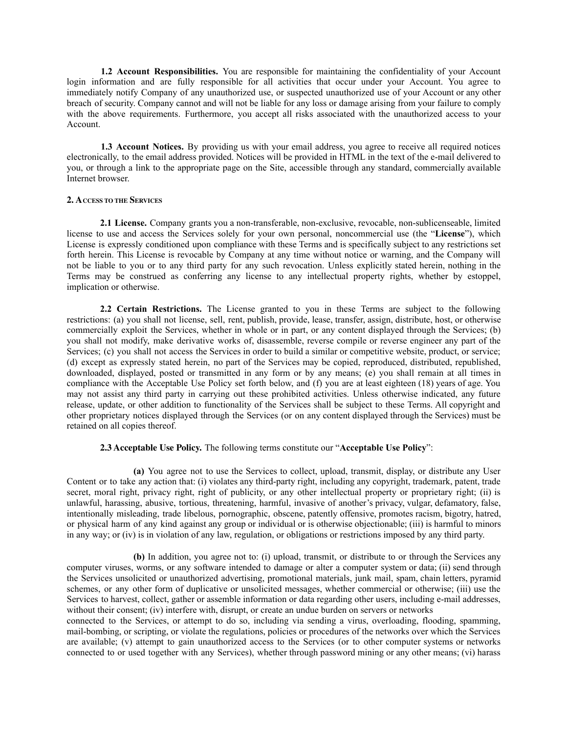**1.2 Account Responsibilities.** You are responsible for maintaining the confidentiality of your Account login information and are fully responsible for all activities that occur under your Account. You agree to immediately notify Company of any unauthorized use, or suspected unauthorized use of your Account or any other breach of security. Company cannot and will not be liable for any loss or damage arising from your failure to comply with the above requirements. Furthermore, you accept all risks associated with the unauthorized access to your Account.

**1.3 Account Notices.** By providing us with your email address, you agree to receive all required notices electronically, to the email address provided. Notices will be provided in HTML in the text of the e-mail delivered to you, or through a link to the appropriate page on the Site, accessible through any standard, commercially available Internet browser.

## 2. Access to the Services

**2.1 License.** Company grants you a non-transferable, non-exclusive, revocable, non-sublicenseable, limited license to use and access the Services solely for your own personal, noncommercial use (the "**License**"), which License is expressly conditioned upon compliance with these Terms and is specifically subject to any restrictions set forth herein. This License is revocable by Company at any time without notice or warning, and the Company will not be liable to you or to any third party for any such revocation. Unless explicitly stated herein, nothing in the Terms may be construed as conferring any license to any intellectual property rights, whether by estoppel, implication or otherwise.

**2.2 Certain Restrictions.** The License granted to you in these Terms are subject to the following restrictions: (a) you shall not license, sell, rent, publish, provide, lease, transfer, assign, distribute, host, or otherwise commercially exploit the Services, whether in whole or in part, or any content displayed through the Services; (b) you shall not modify, make derivative works of, disassemble, reverse compile or reverse engineer any part of the Services; (c) you shall not access the Services in order to build a similar or competitive website, product, or service; (d) except as expressly stated herein, no part of the Services may be copied, reproduced, distributed, republished, downloaded, displayed, posted or transmitted in any form or by any means; (e) you shall remain at all times in compliance with the Acceptable Use Policy set forth below, and (f) you are at least eighteen (18) years of age. You may not assist any third party in carrying out these prohibited activities. Unless otherwise indicated, any future release, update, or other addition to functionality of the Services shall be subject to these Terms. All copyright and other proprietary notices displayed through the Services (or on any content displayed through the Services) must be retained on all copies thereof.

**2.3 Acceptable Use Policy.** The following terms constitute our "**Acceptable Use Policy**":

**(a)** You agree not to use the Services to collect, upload, transmit, display, or distribute any User Content or to take any action that: (i) violates any third-party right, including any copyright, trademark, patent, trade secret, moral right, privacy right, right of publicity, or any other intellectual property or proprietary right; (ii) is unlawful, harassing, abusive, tortious, threatening, harmful, invasive of another's privacy, vulgar, defamatory, false, intentionally misleading, trade libelous, pornographic, obscene, patently offensive, promotes racism, bigotry, hatred, or physical harm of any kind against any group or individual or is otherwise objectionable; (iii) is harmful to minors in any way; or (iv) is in violation of any law, regulation, or obligations or restrictions imposed by any third party.

**(b)** In addition, you agree not to: (i) upload, transmit, or distribute to or through the Services any computer viruses, worms, or any software intended to damage or alter a computer system or data; (ii) send through the Services unsolicited or unauthorized advertising, promotional materials, junk mail, spam, chain letters, pyramid schemes, or any other form of duplicative or unsolicited messages, whether commercial or otherwise; (iii) use the Services to harvest, collect, gather or assemble information or data regarding other users, including e-mail addresses, without their consent; (iv) interfere with, disrupt, or create an undue burden on servers or networks connected to the Services, or attempt to do so, including via sending a virus, overloading, flooding, spamming, mail-bombing, or scripting, or violate the regulations, policies or procedures of the networks over which the Services are available; (v) attempt to gain unauthorized access to the Services (or to other computer systems or networks connected to or used together with any Services), whether through password mining or any other means; (vi) harass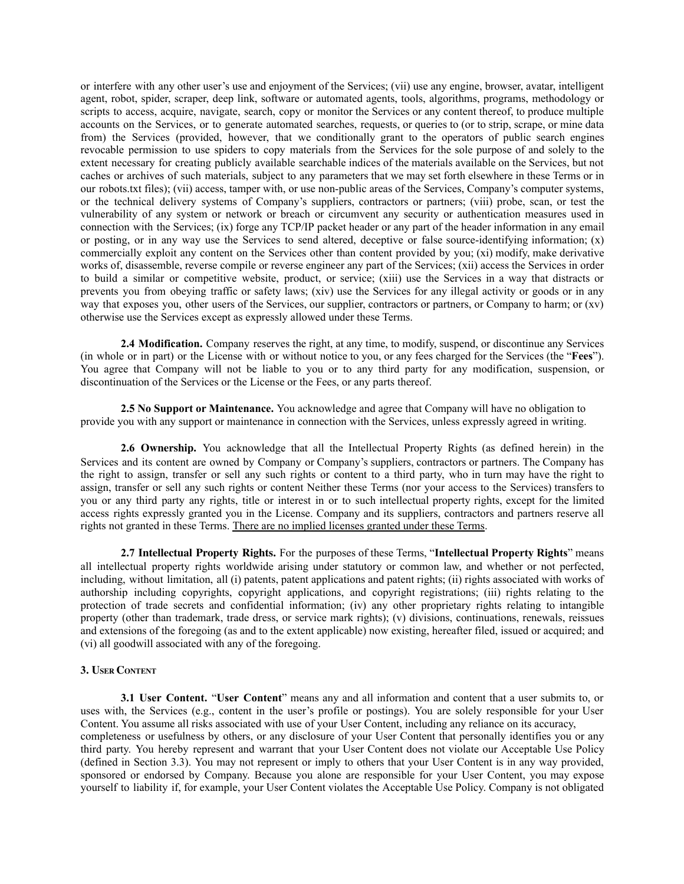or interfere with any other user's use and enjoyment of the Services; (vii) use any engine, browser, avatar, intelligent agent, robot, spider, scraper, deep link, software or automated agents, tools, algorithms, programs, methodology or scripts to access, acquire, navigate, search, copy or monitor the Services or any content thereof, to produce multiple accounts on the Services, or to generate automated searches, requests, or queries to (or to strip, scrape, or mine data from) the Services (provided, however, that we conditionally grant to the operators of public search engines revocable permission to use spiders to copy materials from the Services for the sole purpose of and solely to the extent necessary for creating publicly available searchable indices of the materials available on the Services, but not caches or archives of such materials, subject to any parameters that we may set forth elsewhere in these Terms or in our robots.txt files); (vii) access, tamper with, or use non-public areas of the Services, Company's computer systems, or the technical delivery systems of Company's suppliers, contractors or partners; (viii) probe, scan, or test the vulnerability of any system or network or breach or circumvent any security or authentication measures used in connection with the Services; (ix) forge any TCP/IP packet header or any part of the header information in any email or posting, or in any way use the Services to send altered, deceptive or false source-identifying information; (x) commercially exploit any content on the Services other than content provided by you; (xi) modify, make derivative works of, disassemble, reverse compile or reverse engineer any part of the Services; (xii) access the Services in order to build a similar or competitive website, product, or service; (xiii) use the Services in a way that distracts or prevents you from obeying traffic or safety laws; (xiv) use the Services for any illegal activity or goods or in any way that exposes you, other users of the Services, our supplier, contractors or partners, or Company to harm; or (xv) otherwise use the Services except as expressly allowed under these Terms.

**2.4 Modification.** Company reserves the right, at any time, to modify, suspend, or discontinue any Services (in whole or in part) or the License with or without notice to you, or any fees charged for the Services (the "**Fees**"). You agree that Company will not be liable to you or to any third party for any modification, suspension, or discontinuation of the Services or the License or the Fees, or any parts thereof.

**2.5 No Support or Maintenance.** You acknowledge and agree that Company will have no obligation to provide you with any support or maintenance in connection with the Services, unless expressly agreed in writing.

**2.6 Ownership.** You acknowledge that all the Intellectual Property Rights (as defined herein) in the Services and its content are owned by Company or Company's suppliers, contractors or partners. The Company has the right to assign, transfer or sell any such rights or content to a third party, who in turn may have the right to assign, transfer or sell any such rights or content Neither these Terms (nor your access to the Services) transfers to you or any third party any rights, title or interest in or to such intellectual property rights, except for the limited access rights expressly granted you in the License. Company and its suppliers, contractors and partners reserve all rights not granted in these Terms. <u>There are no implied licenses granted under these Terms</u>.

**2.7 Intellectual Property Rights.** For the purposes of these Terms, "**Intellectual Property Rights**" means all intellectual property rights worldwide arising under statutory or common law, and whether or not perfected, including, without limitation, all (i) patents, patent applications and patent rights; (ii) rights associated with works of authorship including copyrights, copyright applications, and copyright registrations; (iii) rights relating to the protection of trade secrets and confidential information; (iv) any other proprietary rights relating to intangible property (other than trademark, trade dress, or service mark rights); (v) divisions, continuations, renewals, reissues and extensions of the foregoing (as and to the extent applicable) now existing, hereafter filed, issued or acquired; and (vi) all goodwill associated with any of the foregoing.

## 3. User Content

**3.1 User Content.** "**User Content**" means any and all information and content that a user submits to, or uses with, the Services (e.g., content in the user's profile or postings). You are solely responsible for your User Content. You assume all risks associated with use of your User Content, including any reliance on its accuracy, completeness or usefulness by others, or any disclosure of your User Content that personally identifies you or any third party. You hereby represent and warrant that your User Content does not violate our Acceptable Use Policy (defined in Section 3.3). You may not represent or imply to others that your User Content is in any way provided, sponsored or endorsed by Company. Because you alone are responsible for your User Content, you may expose yourself to liability if, for example, your User Content violates the Acceptable Use Policy. Company is not obligated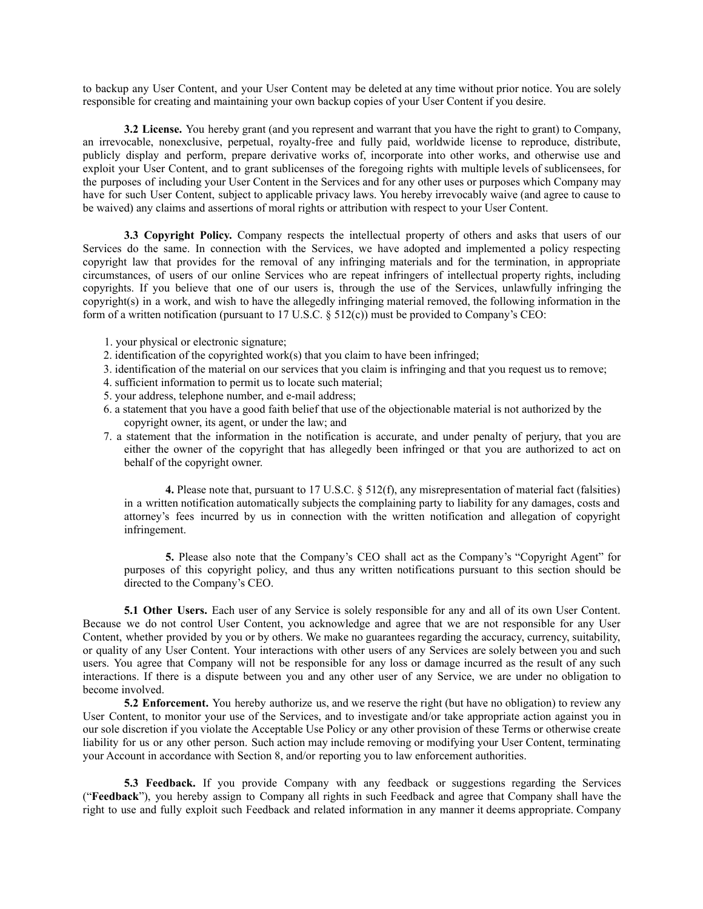to backup any User Content, and your User Content may be deleted at any time without prior notice. You are solely responsible for creating and maintaining your own backup copies of your User Content if you desire.

**3.2 License.** You hereby grant (and you represent and warrant that you have the right to grant) to Company, an irrevocable, nonexclusive, perpetual, royalty-free and fully paid, worldwide license to reproduce, distribute, publicly display and perform, prepare derivative works of, incorporate into other works, and otherwise use and exploit your User Content, and to grant sublicenses of the foregoing rights with multiple levels of sublicensees, for the purposes of including your User Content in the Services and for any other uses or purposes which Company may have for such User Content, subject to applicable privacy laws. You hereby irrevocably waive (and agree to cause to be waived) any claims and assertions of moral rights or attribution with respect to your User Content.

**3.3 Copyright Policy.** Company respects the intellectual property of others and asks that users of our Services do the same. In connection with the Services, we have adopted and implemented a policy respecting copyright law that provides for the removal of any infringing materials and for the termination, in appropriate circumstances, of users of our online Services who are repeat infringers of intellectual property rights, including copyrights. If you believe that one of our users is, through the use of the Services, unlawfully infringing the copyright(s) in a work, and wish to have the allegedly infringing material removed, the following information in the form of a written notification (pursuant to 17 U.S.C. § 512(c)) must be provided to Company's CEO:

1. your physical or electronic signature;
2. identification of the copyrighted work(s) that you claim to have been infringed;
3. identification of the material on our services that you claim is infringing and that you request us to remove;
4. sufficient information to permit us to locate such material;
5. your address, telephone number, and e-mail address;
6. a statement that you have a good faith belief that use of the objectionable material is not authorized by the copyright owner, its agent, or under the law; and
7. a statement that the information in the notification is accurate, and under penalty of perjury, that you are either the owner of the copyright that has allegedly been infringed or that you are authorized to act on behalf of the copyright owner.

**4.** Please note that, pursuant to 17 U.S.C. § 512(f), any misrepresentation of material fact (falsities) in a written notification automatically subjects the complaining party to liability for any damages, costs and attorney's fees incurred by us in connection with the written notification and allegation of copyright infringement.

**5.** Please also note that the Company's CEO shall act as the Company's "Copyright Agent" for purposes of this copyright policy, and thus any written notifications pursuant to this section should be directed to the Company's CEO.

**5.1 Other Users.** Each user of any Service is solely responsible for any and all of its own User Content. Because we do not control User Content, you acknowledge and agree that we are not responsible for any User Content, whether provided by you or by others. We make no guarantees regarding the accuracy, currency, suitability, or quality of any User Content. Your interactions with other users of any Services are solely between you and such users. You agree that Company will not be responsible for any loss or damage incurred as the result of any such interactions. If there is a dispute between you and any other user of any Service, we are under no obligation to become involved.

**5.2 Enforcement.** You hereby authorize us, and we reserve the right (but have no obligation) to review any User Content, to monitor your use of the Services, and to investigate and/or take appropriate action against you in our sole discretion if you violate the Acceptable Use Policy or any other provision of these Terms or otherwise create liability for us or any other person. Such action may include removing or modifying your User Content, terminating your Account in accordance with Section 8, and/or reporting you to law enforcement authorities.

**5.3 Feedback.** If you provide Company with any feedback or suggestions regarding the Services ("**Feedback**"), you hereby assign to Company all rights in such Feedback and agree that Company shall have the right to use and fully exploit such Feedback and related information in any manner it deems appropriate. Company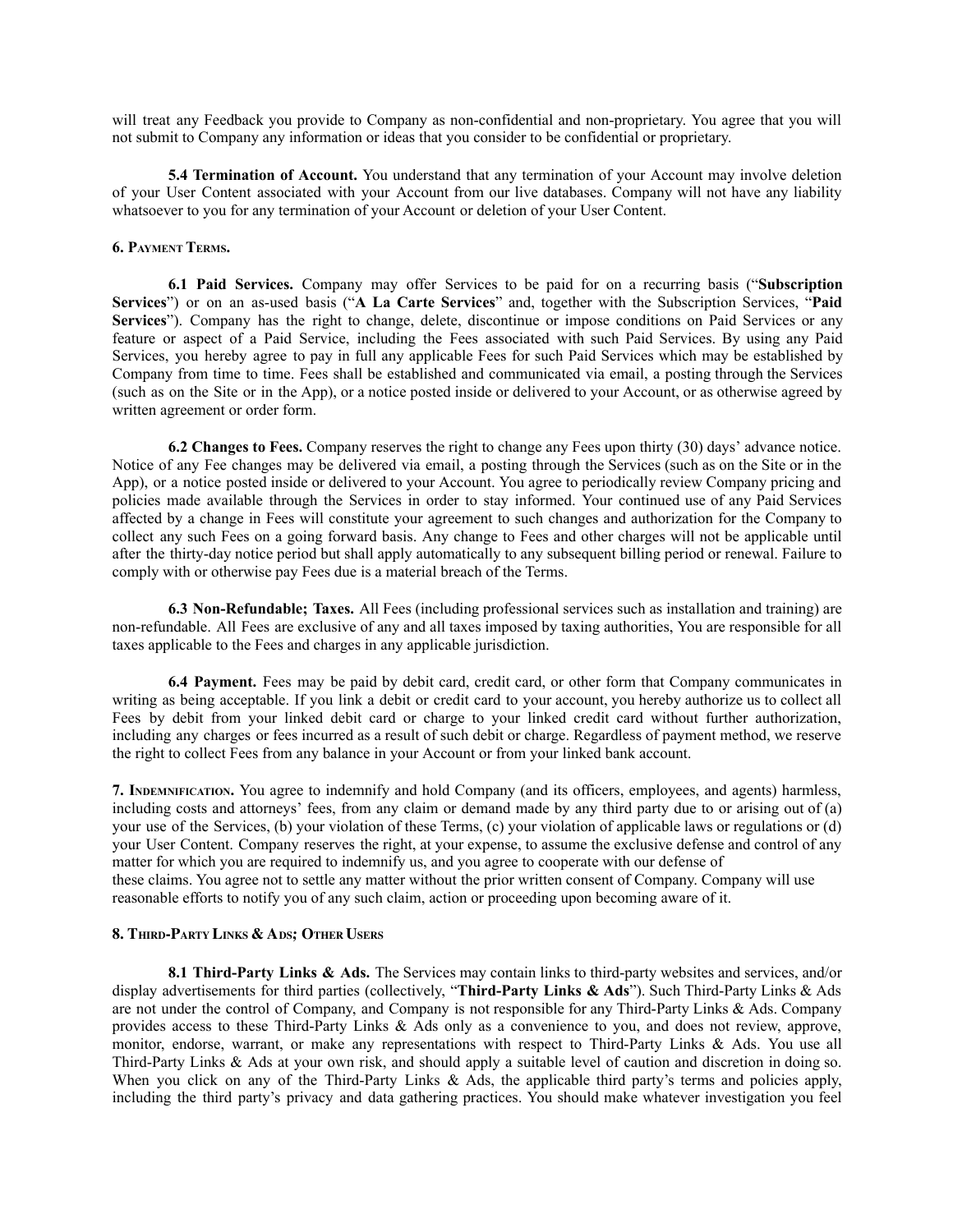will treat any Feedback you provide to Company as non-confidential and non-proprietary. You agree that you will not submit to Company any information or ideas that you consider to be confidential or proprietary.

**5.4 Termination of Account.** You understand that any termination of your Account may involve deletion of your User Content associated with your Account from our live databases. Company will not have any liability whatsoever to you for any termination of your Account or deletion of your User Content.

## 6. Payment Terms.

**6.1 Paid Services.** Company may offer Services to be paid for on a recurring basis ("**Subscription Services**") or on an as-used basis ("**A La Carte Services**" and, together with the Subscription Services, "**Paid Services**"). Company has the right to change, delete, discontinue or impose conditions on Paid Services or any feature or aspect of a Paid Service, including the Fees associated with such Paid Services. By using any Paid Services, you hereby agree to pay in full any applicable Fees for such Paid Services which may be established by Company from time to time. Fees shall be established and communicated via email, a posting through the Services (such as on the Site or in the App), or a notice posted inside or delivered to your Account, or as otherwise agreed by written agreement or order form.

**6.2 Changes to Fees.** Company reserves the right to change any Fees upon thirty (30) days' advance notice. Notice of any Fee changes may be delivered via email, a posting through the Services (such as on the Site or in the App), or a notice posted inside or delivered to your Account. You agree to periodically review Company pricing and policies made available through the Services in order to stay informed. Your continued use of any Paid Services affected by a change in Fees will constitute your agreement to such changes and authorization for the Company to collect any such Fees on a going forward basis. Any change to Fees and other charges will not be applicable until after the thirty-day notice period but shall apply automatically to any subsequent billing period or renewal. Failure to comply with or otherwise pay Fees due is a material breach of the Terms.

**6.3 Non-Refundable; Taxes.** All Fees (including professional services such as installation and training) are non-refundable. All Fees are exclusive of any and all taxes imposed by taxing authorities, You are responsible for all taxes applicable to the Fees and charges in any applicable jurisdiction.

**6.4 Payment.** Fees may be paid by debit card, credit card, or other form that Company communicates in writing as being acceptable. If you link a debit or credit card to your account, you hereby authorize us to collect all Fees by debit from your linked debit card or charge to your linked credit card without further authorization, including any charges or fees incurred as a result of such debit or charge. Regardless of payment method, we reserve the right to collect Fees from any balance in your Account or from your linked bank account.

**7. Indemnification.** You agree to indemnify and hold Company (and its officers, employees, and agents) harmless, including costs and attorneys' fees, from any claim or demand made by any third party due to or arising out of (a) your use of the Services, (b) your violation of these Terms, (c) your violation of applicable laws or regulations or (d) your User Content. Company reserves the right, at your expense, to assume the exclusive defense and control of any matter for which you are required to indemnify us, and you agree to cooperate with our defense of these claims. You agree not to settle any matter without the prior written consent of Company. Company will use reasonable efforts to notify you of any such claim, action or proceeding upon becoming aware of it.

## 8. Third-Party Links & Ads; Other Users

**8.1 Third-Party Links & Ads.** The Services may contain links to third-party websites and services, and/or display advertisements for third parties (collectively, "**Third-Party Links & Ads**"). Such Third-Party Links & Ads are not under the control of Company, and Company is not responsible for any Third-Party Links & Ads. Company provides access to these Third-Party Links & Ads only as a convenience to you, and does not review, approve, monitor, endorse, warrant, or make any representations with respect to Third-Party Links & Ads. You use all Third-Party Links & Ads at your own risk, and should apply a suitable level of caution and discretion in doing so. When you click on any of the Third-Party Links & Ads, the applicable third party's terms and policies apply, including the third party's privacy and data gathering practices. You should make whatever investigation you feel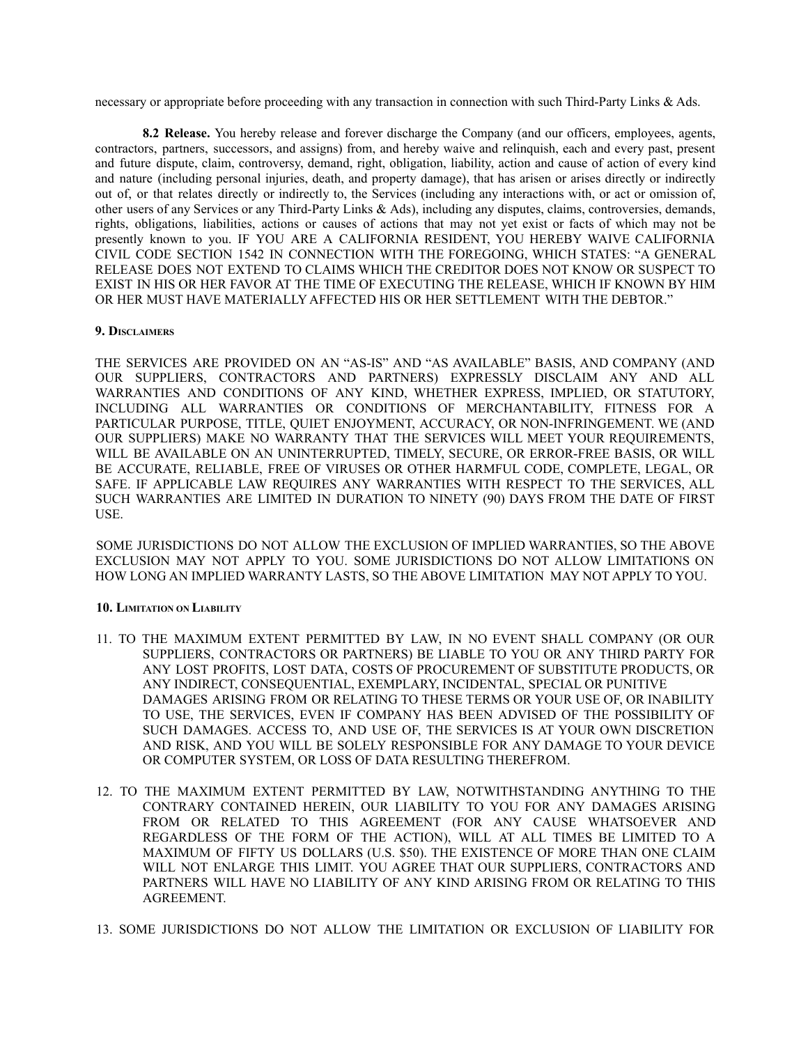necessary or appropriate before proceeding with any transaction in connection with such Third-Party Links & Ads.

**8.2 Release.** You hereby release and forever discharge the Company (and our officers, employees, agents, contractors, partners, successors, and assigns) from, and hereby waive and relinquish, each and every past, present and future dispute, claim, controversy, demand, right, obligation, liability, action and cause of action of every kind and nature (including personal injuries, death, and property damage), that has arisen or arises directly or indirectly out of, or that relates directly or indirectly to, the Services (including any interactions with, or act or omission of, other users of any Services or any Third-Party Links & Ads), including any disputes, claims, controversies, demands, rights, obligations, liabilities, actions or causes of actions that may not yet exist or facts of which may not be presently known to you. IF YOU ARE A CALIFORNIA RESIDENT, YOU HEREBY WAIVE CALIFORNIA CIVIL CODE SECTION 1542 IN CONNECTION WITH THE FOREGOING, WHICH STATES: "A GENERAL RELEASE DOES NOT EXTEND TO CLAIMS WHICH THE CREDITOR DOES NOT KNOW OR SUSPECT TO EXIST IN HIS OR HER FAVOR AT THE TIME OF EXECUTING THE RELEASE, WHICH IF KNOWN BY HIM OR HER MUST HAVE MATERIALLY AFFECTED HIS OR HER SETTLEMENT WITH THE DEBTOR."

**9. Disclaimers**

THE SERVICES ARE PROVIDED ON AN "AS-IS" AND "AS AVAILABLE" BASIS, AND COMPANY (AND OUR SUPPLIERS, CONTRACTORS AND PARTNERS) EXPRESSLY DISCLAIM ANY AND ALL WARRANTIES AND CONDITIONS OF ANY KIND, WHETHER EXPRESS, IMPLIED, OR STATUTORY, INCLUDING ALL WARRANTIES OR CONDITIONS OF MERCHANTABILITY, FITNESS FOR A PARTICULAR PURPOSE, TITLE, QUIET ENJOYMENT, ACCURACY, OR NON-INFRINGEMENT. WE (AND OUR SUPPLIERS) MAKE NO WARRANTY THAT THE SERVICES WILL MEET YOUR REQUIREMENTS, WILL BE AVAILABLE ON AN UNINTERRUPTED, TIMELY, SECURE, OR ERROR-FREE BASIS, OR WILL BE ACCURATE, RELIABLE, FREE OF VIRUSES OR OTHER HARMFUL CODE, COMPLETE, LEGAL, OR SAFE. IF APPLICABLE LAW REQUIRES ANY WARRANTIES WITH RESPECT TO THE SERVICES, ALL SUCH WARRANTIES ARE LIMITED IN DURATION TO NINETY (90) DAYS FROM THE DATE OF FIRST USE.

SOME JURISDICTIONS DO NOT ALLOW THE EXCLUSION OF IMPLIED WARRANTIES, SO THE ABOVE EXCLUSION MAY NOT APPLY TO YOU. SOME JURISDICTIONS DO NOT ALLOW LIMITATIONS ON HOW LONG AN IMPLIED WARRANTY LASTS, SO THE ABOVE LIMITATION MAY NOT APPLY TO YOU.

**10. Limitation on Liability**

11. TO THE MAXIMUM EXTENT PERMITTED BY LAW, IN NO EVENT SHALL COMPANY (OR OUR SUPPLIERS, CONTRACTORS OR PARTNERS) BE LIABLE TO YOU OR ANY THIRD PARTY FOR ANY LOST PROFITS, LOST DATA, COSTS OF PROCUREMENT OF SUBSTITUTE PRODUCTS, OR ANY INDIRECT, CONSEQUENTIAL, EXEMPLARY, INCIDENTAL, SPECIAL OR PUNITIVE DAMAGES ARISING FROM OR RELATING TO THESE TERMS OR YOUR USE OF, OR INABILITY TO USE, THE SERVICES, EVEN IF COMPANY HAS BEEN ADVISED OF THE POSSIBILITY OF SUCH DAMAGES. ACCESS TO, AND USE OF, THE SERVICES IS AT YOUR OWN DISCRETION AND RISK, AND YOU WILL BE SOLELY RESPONSIBLE FOR ANY DAMAGE TO YOUR DEVICE OR COMPUTER SYSTEM, OR LOSS OF DATA RESULTING THEREFROM.

12. TO THE MAXIMUM EXTENT PERMITTED BY LAW, NOTWITHSTANDING ANYTHING TO THE CONTRARY CONTAINED HEREIN, OUR LIABILITY TO YOU FOR ANY DAMAGES ARISING FROM OR RELATED TO THIS AGREEMENT (FOR ANY CAUSE WHATSOEVER AND REGARDLESS OF THE FORM OF THE ACTION), WILL AT ALL TIMES BE LIMITED TO A MAXIMUM OF FIFTY US DOLLARS (U.S. $50). THE EXISTENCE OF MORE THAN ONE CLAIM WILL NOT ENLARGE THIS LIMIT. YOU AGREE THAT OUR SUPPLIERS, CONTRACTORS AND PARTNERS WILL HAVE NO LIABILITY OF ANY KIND ARISING FROM OR RELATING TO THIS AGREEMENT.

13. SOME JURISDICTIONS DO NOT ALLOW THE LIMITATION OR EXCLUSION OF LIABILITY FOR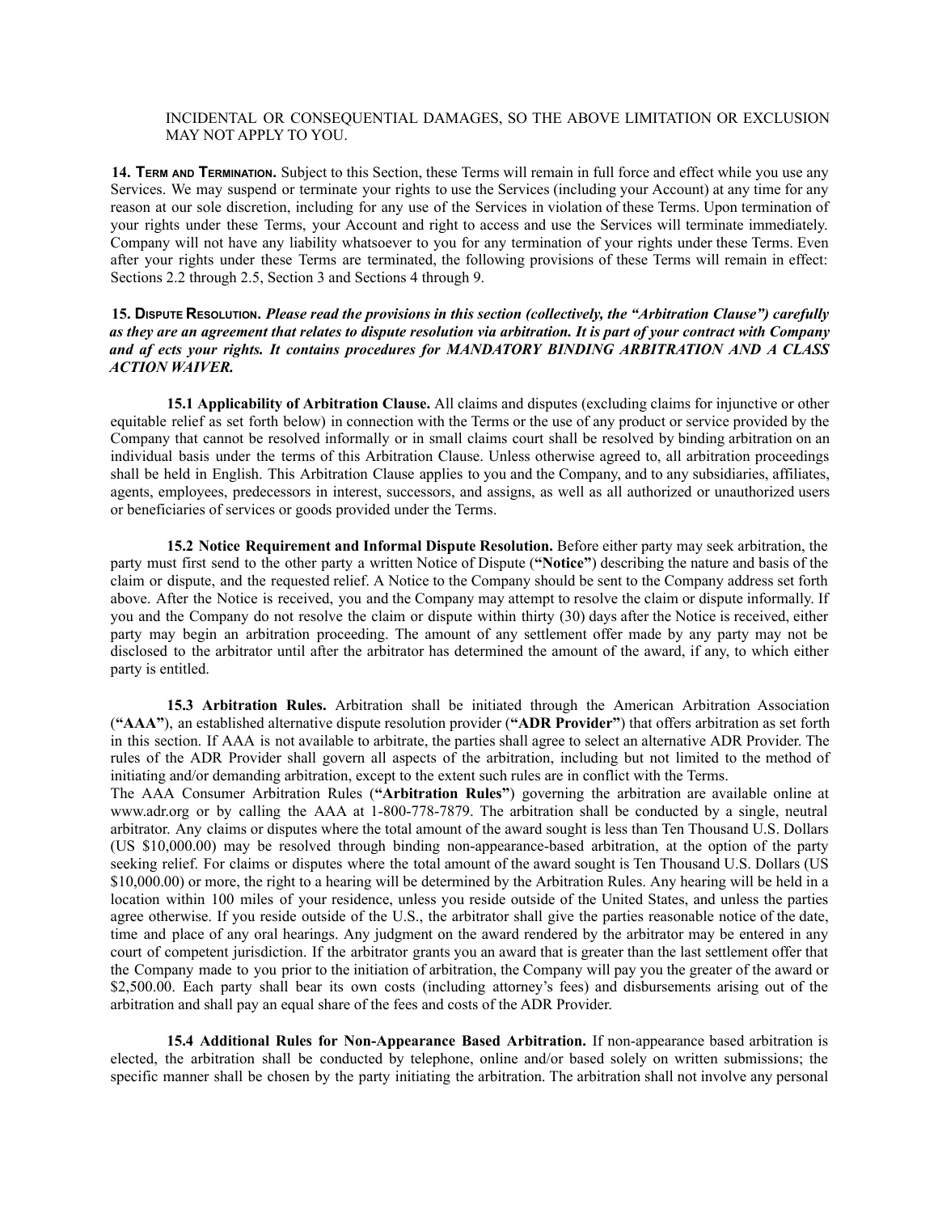INCIDENTAL OR CONSEQUENTIAL DAMAGES, SO THE ABOVE LIMITATION OR EXCLUSION MAY NOT APPLY TO YOU.

**14. Term and Termination.** Subject to this Section, these Terms will remain in full force and effect while you use any Services. We may suspend or terminate your rights to use the Services (including your Account) at any time for any reason at our sole discretion, including for any use of the Services in violation of these Terms. Upon termination of your rights under these Terms, your Account and right to access and use the Services will terminate immediately. Company will not have any liability whatsoever to you for any termination of your rights under these Terms. Even after your rights under these Terms are terminated, the following provisions of these Terms will remain in effect: Sections 2.2 through 2.5, Section 3 and Sections 4 through 9.

**15. Dispute Resolution.** ***Please read the provisions in this section (collectively, the "Arbitration Clause") carefully as they are an agreement that relates to dispute resolution via arbitration. It is part of your contract with Company and af ects your rights. It contains procedures for MANDATORY BINDING ARBITRATION AND A CLASS ACTION WAIVER.***

**15.1 Applicability of Arbitration Clause.** All claims and disputes (excluding claims for injunctive or other equitable relief as set forth below) in connection with the Terms or the use of any product or service provided by the Company that cannot be resolved informally or in small claims court shall be resolved by binding arbitration on an individual basis under the terms of this Arbitration Clause. Unless otherwise agreed to, all arbitration proceedings shall be held in English. This Arbitration Clause applies to you and the Company, and to any subsidiaries, affiliates, agents, employees, predecessors in interest, successors, and assigns, as well as all authorized or unauthorized users or beneficiaries of services or goods provided under the Terms.

**15.2 Notice Requirement and Informal Dispute Resolution.** Before either party may seek arbitration, the party must first send to the other party a written Notice of Dispute (**"Notice"**) describing the nature and basis of the claim or dispute, and the requested relief. A Notice to the Company should be sent to the Company address set forth above. After the Notice is received, you and the Company may attempt to resolve the claim or dispute informally. If you and the Company do not resolve the claim or dispute within thirty (30) days after the Notice is received, either party may begin an arbitration proceeding. The amount of any settlement offer made by any party may not be disclosed to the arbitrator until after the arbitrator has determined the amount of the award, if any, to which either party is entitled.

**15.3 Arbitration Rules.** Arbitration shall be initiated through the American Arbitration Association (**"AAA"**), an established alternative dispute resolution provider (**"ADR Provider"**) that offers arbitration as set forth in this section. If AAA is not available to arbitrate, the parties shall agree to select an alternative ADR Provider. The rules of the ADR Provider shall govern all aspects of the arbitration, including but not limited to the method of initiating and/or demanding arbitration, except to the extent such rules are in conflict with the Terms.

The AAA Consumer Arbitration Rules (**"Arbitration Rules"**) governing the arbitration are available online at www.adr.org or by calling the AAA at 1-800-778-7879. The arbitration shall be conducted by a single, neutral arbitrator. Any claims or disputes where the total amount of the award sought is less than Ten Thousand U.S. Dollars (US $10,000.00) may be resolved through binding non-appearance-based arbitration, at the option of the party seeking relief. For claims or disputes where the total amount of the award sought is Ten Thousand U.S. Dollars (US $10,000.00) or more, the right to a hearing will be determined by the Arbitration Rules. Any hearing will be held in a location within 100 miles of your residence, unless you reside outside of the United States, and unless the parties agree otherwise. If you reside outside of the U.S., the arbitrator shall give the parties reasonable notice of the date, time and place of any oral hearings. Any judgment on the award rendered by the arbitrator may be entered in any court of competent jurisdiction. If the arbitrator grants you an award that is greater than the last settlement offer that the Company made to you prior to the initiation of arbitration, the Company will pay you the greater of the award or $2,500.00. Each party shall bear its own costs (including attorney's fees) and disbursements arising out of the arbitration and shall pay an equal share of the fees and costs of the ADR Provider.

**15.4 Additional Rules for Non-Appearance Based Arbitration.** If non-appearance based arbitration is elected, the arbitration shall be conducted by telephone, online and/or based solely on written submissions; the specific manner shall be chosen by the party initiating the arbitration. The arbitration shall not involve any personal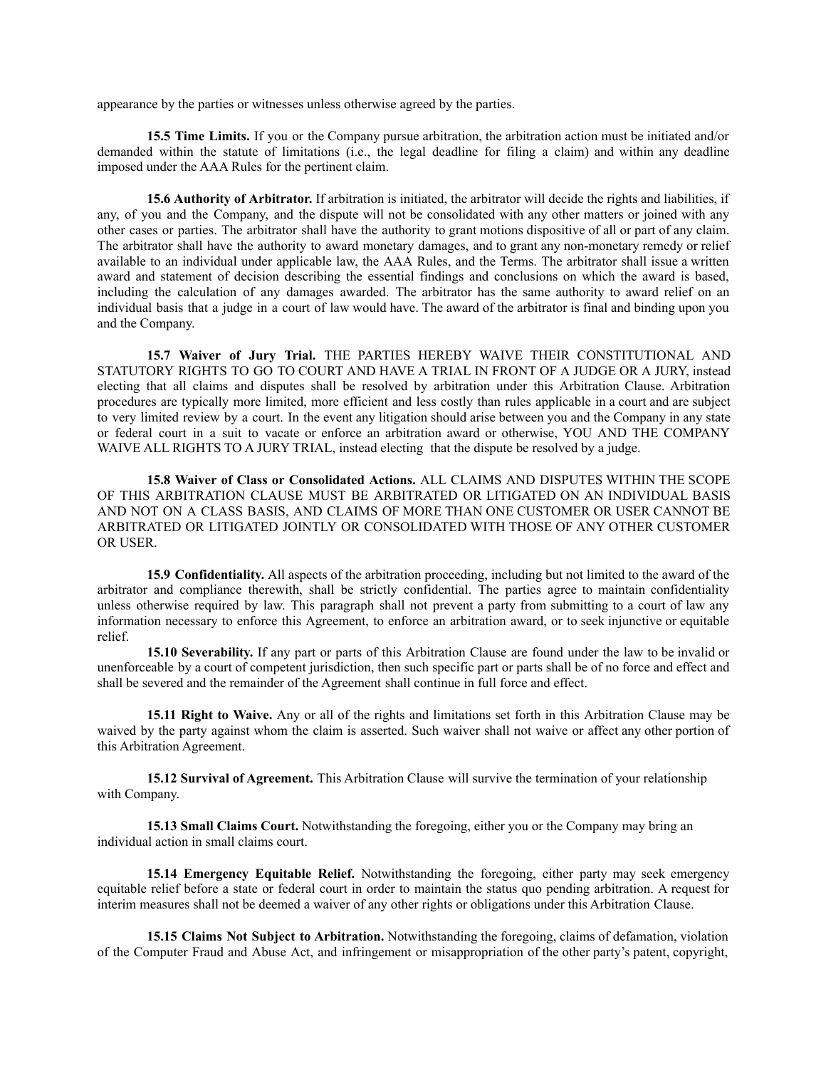appearance by the parties or witnesses unless otherwise agreed by the parties.

**15.5 Time Limits.** If you or the Company pursue arbitration, the arbitration action must be initiated and/or demanded within the statute of limitations (i.e., the legal deadline for filing a claim) and within any deadline imposed under the AAA Rules for the pertinent claim.

**15.6 Authority of Arbitrator.** If arbitration is initiated, the arbitrator will decide the rights and liabilities, if any, of you and the Company, and the dispute will not be consolidated with any other matters or joined with any other cases or parties. The arbitrator shall have the authority to grant motions dispositive of all or part of any claim. The arbitrator shall have the authority to award monetary damages, and to grant any non-monetary remedy or relief available to an individual under applicable law, the AAA Rules, and the Terms. The arbitrator shall issue a written award and statement of decision describing the essential findings and conclusions on which the award is based, including the calculation of any damages awarded. The arbitrator has the same authority to award relief on an individual basis that a judge in a court of law would have. The award of the arbitrator is final and binding upon you and the Company.

**15.7 Waiver of Jury Trial.** THE PARTIES HEREBY WAIVE THEIR CONSTITUTIONAL AND STATUTORY RIGHTS TO GO TO COURT AND HAVE A TRIAL IN FRONT OF A JUDGE OR A JURY, instead electing that all claims and disputes shall be resolved by arbitration under this Arbitration Clause. Arbitration procedures are typically more limited, more efficient and less costly than rules applicable in a court and are subject to very limited review by a court. In the event any litigation should arise between you and the Company in any state or federal court in a suit to vacate or enforce an arbitration award or otherwise, YOU AND THE COMPANY WAIVE ALL RIGHTS TO A JURY TRIAL, instead electing that the dispute be resolved by a judge.

**15.8 Waiver of Class or Consolidated Actions.** ALL CLAIMS AND DISPUTES WITHIN THE SCOPE OF THIS ARBITRATION CLAUSE MUST BE ARBITRATED OR LITIGATED ON AN INDIVIDUAL BASIS AND NOT ON A CLASS BASIS, AND CLAIMS OF MORE THAN ONE CUSTOMER OR USER CANNOT BE ARBITRATED OR LITIGATED JOINTLY OR CONSOLIDATED WITH THOSE OF ANY OTHER CUSTOMER OR USER.

**15.9 Confidentiality.** All aspects of the arbitration proceeding, including but not limited to the award of the arbitrator and compliance therewith, shall be strictly confidential. The parties agree to maintain confidentiality unless otherwise required by law. This paragraph shall not prevent a party from submitting to a court of law any information necessary to enforce this Agreement, to enforce an arbitration award, or to seek injunctive or equitable relief.

**15.10 Severability.** If any part or parts of this Arbitration Clause are found under the law to be invalid or unenforceable by a court of competent jurisdiction, then such specific part or parts shall be of no force and effect and shall be severed and the remainder of the Agreement shall continue in full force and effect.

**15.11 Right to Waive.** Any or all of the rights and limitations set forth in this Arbitration Clause may be waived by the party against whom the claim is asserted. Such waiver shall not waive or affect any other portion of this Arbitration Agreement.

**15.12 Survival of Agreement.** This Arbitration Clause will survive the termination of your relationship with Company.

**15.13 Small Claims Court.** Notwithstanding the foregoing, either you or the Company may bring an individual action in small claims court.

**15.14 Emergency Equitable Relief.** Notwithstanding the foregoing, either party may seek emergency equitable relief before a state or federal court in order to maintain the status quo pending arbitration. A request for interim measures shall not be deemed a waiver of any other rights or obligations under this Arbitration Clause.

**15.15 Claims Not Subject to Arbitration.** Notwithstanding the foregoing, claims of defamation, violation of the Computer Fraud and Abuse Act, and infringement or misappropriation of the other party's patent, copyright,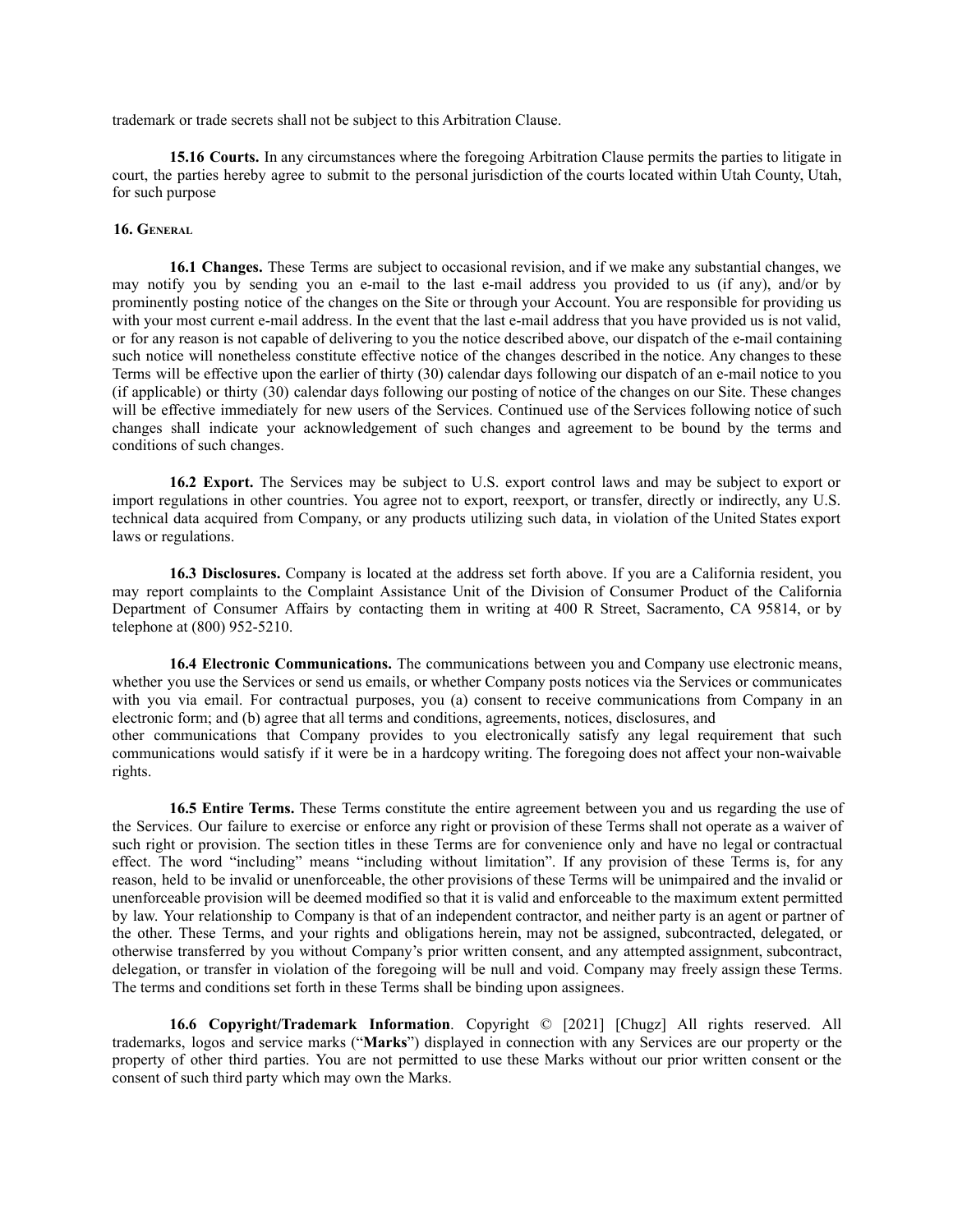trademark or trade secrets shall not be subject to this Arbitration Clause.

**15.16 Courts.** In any circumstances where the foregoing Arbitration Clause permits the parties to litigate in court, the parties hereby agree to submit to the personal jurisdiction of the courts located within Utah County, Utah, for such purpose

## 16. General

**16.1 Changes.** These Terms are subject to occasional revision, and if we make any substantial changes, we may notify you by sending you an e-mail to the last e-mail address you provided to us (if any), and/or by prominently posting notice of the changes on the Site or through your Account. You are responsible for providing us with your most current e-mail address. In the event that the last e-mail address that you have provided us is not valid, or for any reason is not capable of delivering to you the notice described above, our dispatch of the e-mail containing such notice will nonetheless constitute effective notice of the changes described in the notice. Any changes to these Terms will be effective upon the earlier of thirty (30) calendar days following our dispatch of an e-mail notice to you (if applicable) or thirty (30) calendar days following our posting of notice of the changes on our Site. These changes will be effective immediately for new users of the Services. Continued use of the Services following notice of such changes shall indicate your acknowledgement of such changes and agreement to be bound by the terms and conditions of such changes.

**16.2 Export.** The Services may be subject to U.S. export control laws and may be subject to export or import regulations in other countries. You agree not to export, reexport, or transfer, directly or indirectly, any U.S. technical data acquired from Company, or any products utilizing such data, in violation of the United States export laws or regulations.

**16.3 Disclosures.** Company is located at the address set forth above. If you are a California resident, you may report complaints to the Complaint Assistance Unit of the Division of Consumer Product of the California Department of Consumer Affairs by contacting them in writing at 400 R Street, Sacramento, CA 95814, or by telephone at (800) 952-5210.

**16.4 Electronic Communications.** The communications between you and Company use electronic means, whether you use the Services or send us emails, or whether Company posts notices via the Services or communicates with you via email. For contractual purposes, you (a) consent to receive communications from Company in an electronic form; and (b) agree that all terms and conditions, agreements, notices, disclosures, and other communications that Company provides to you electronically satisfy any legal requirement that such communications would satisfy if it were be in a hardcopy writing. The foregoing does not affect your non-waivable rights.

**16.5 Entire Terms.** These Terms constitute the entire agreement between you and us regarding the use of the Services. Our failure to exercise or enforce any right or provision of these Terms shall not operate as a waiver of such right or provision. The section titles in these Terms are for convenience only and have no legal or contractual effect. The word "including" means "including without limitation". If any provision of these Terms is, for any reason, held to be invalid or unenforceable, the other provisions of these Terms will be unimpaired and the invalid or unenforceable provision will be deemed modified so that it is valid and enforceable to the maximum extent permitted by law. Your relationship to Company is that of an independent contractor, and neither party is an agent or partner of the other. These Terms, and your rights and obligations herein, may not be assigned, subcontracted, delegated, or otherwise transferred by you without Company's prior written consent, and any attempted assignment, subcontract, delegation, or transfer in violation of the foregoing will be null and void. Company may freely assign these Terms. The terms and conditions set forth in these Terms shall be binding upon assignees.

**16.6 Copyright/Trademark Information**. Copyright © [2021] [Chugz] All rights reserved. All trademarks, logos and service marks ("**Marks**") displayed in connection with any Services are our property or the property of other third parties. You are not permitted to use these Marks without our prior written consent or the consent of such third party which may own the Marks.